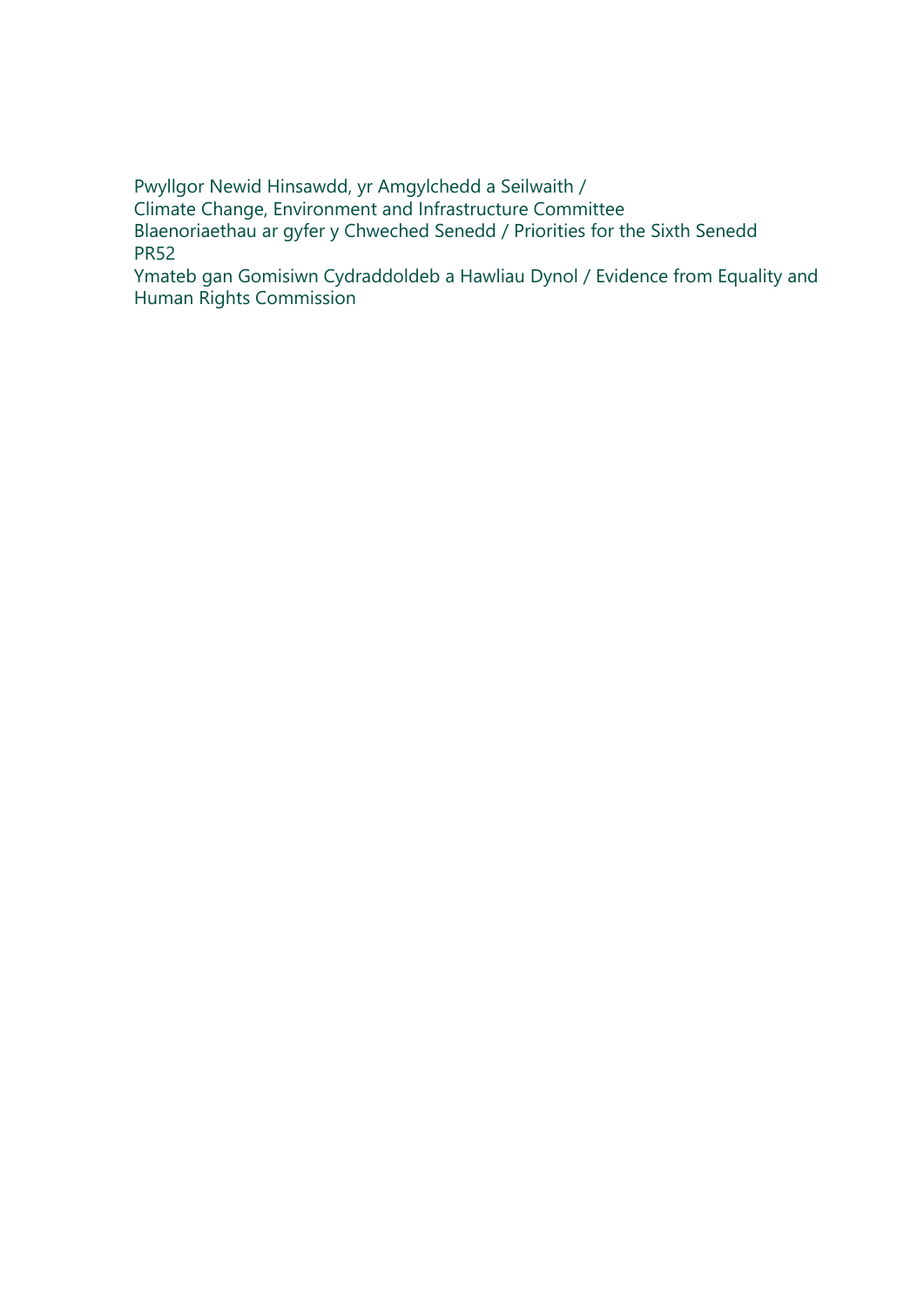Pwyllgor Newid Hinsawdd, yr Amgylchedd a Seilwaith /
Climate Change, Environment and Infrastructure Committee
Blaenoriaethau ar gyfer y Chweched Senedd / Priorities for the Sixth Senedd
PR52
Ymateb gan Gomisiwn Cydraddoldeb a Hawliau Dynol / Evidence from Equality and Human Rights Commission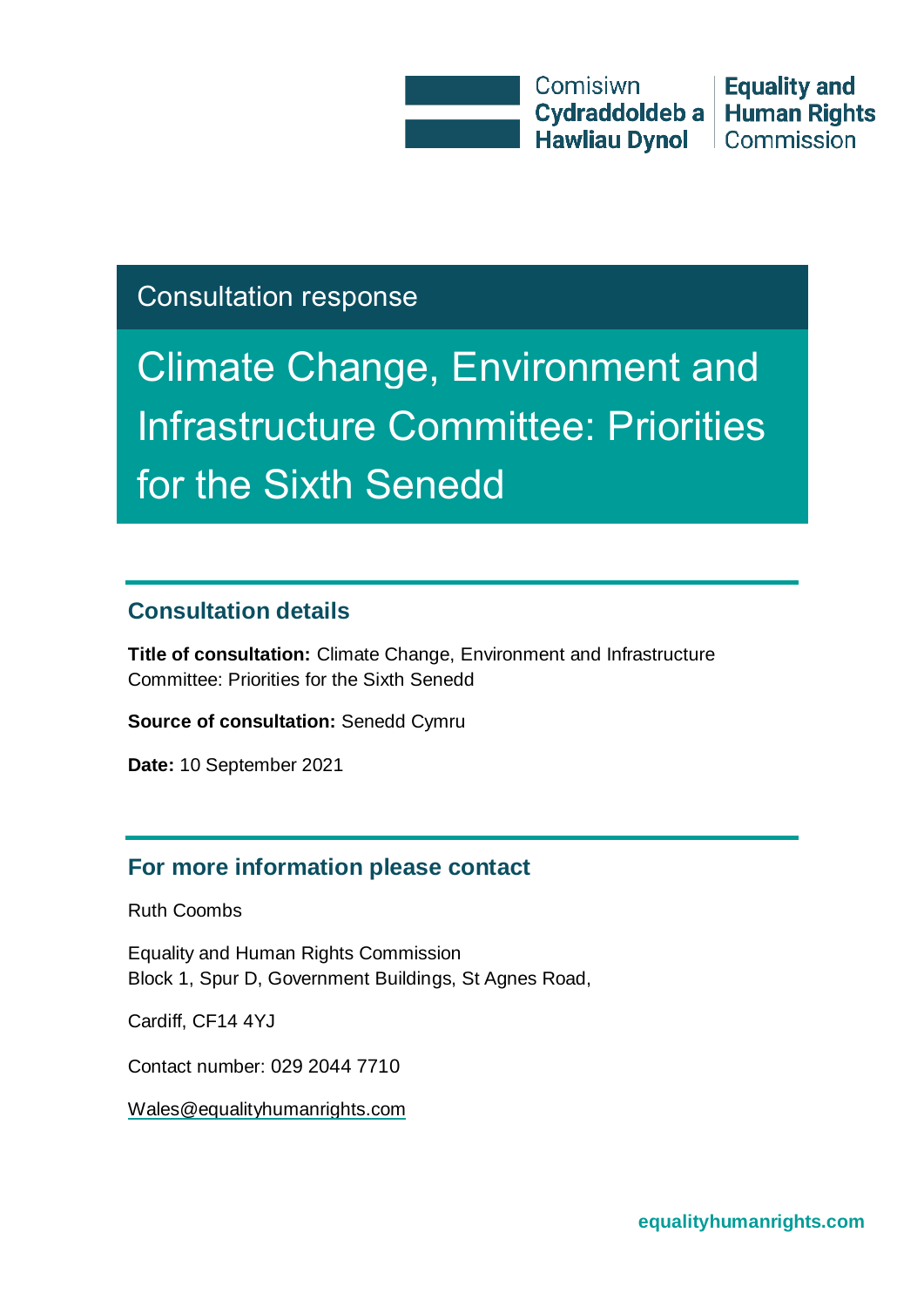Comisiwn Cydraddoldeb a Hawliau Dynol | Equality and Human Rights Commission

Consultation response

# Climate Change, Environment and Infrastructure Committee: Priorities for the Sixth Senedd

## Consultation details

**Title of consultation:** Climate Change, Environment and Infrastructure Committee: Priorities for the Sixth Senedd

**Source of consultation:** Senedd Cymru

**Date:** 10 September 2021

## For more information please contact

Ruth Coombs

Equality and Human Rights Commission
Block 1, Spur D, Government Buildings, St Agnes Road,

Cardiff, CF14 4YJ

Contact number: 029 2044 7710

Wales@equalityhumanrights.com

equalityhumanrights.com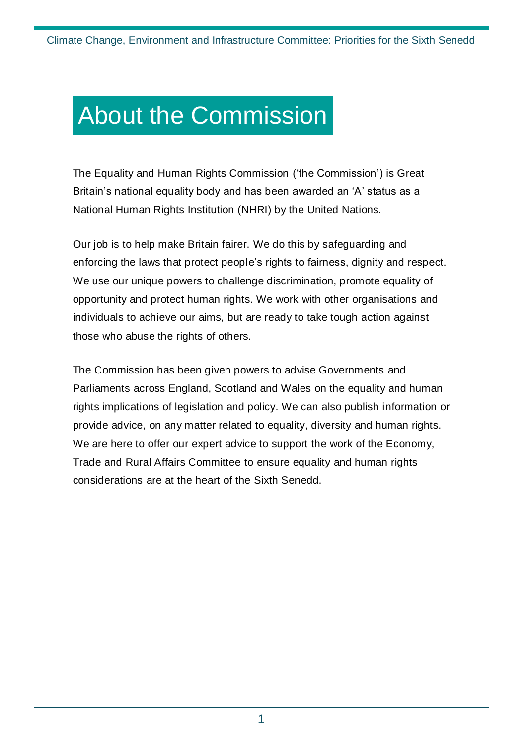# About the Commission

The Equality and Human Rights Commission ('the Commission') is Great Britain's national equality body and has been awarded an 'A' status as a National Human Rights Institution (NHRI) by the United Nations.

Our job is to help make Britain fairer. We do this by safeguarding and enforcing the laws that protect people's rights to fairness, dignity and respect. We use our unique powers to challenge discrimination, promote equality of opportunity and protect human rights. We work with other organisations and individuals to achieve our aims, but are ready to take tough action against those who abuse the rights of others.

The Commission has been given powers to advise Governments and Parliaments across England, Scotland and Wales on the equality and human rights implications of legislation and policy. We can also publish information or provide advice, on any matter related to equality, diversity and human rights. We are here to offer our expert advice to support the work of the Economy, Trade and Rural Affairs Committee to ensure equality and human rights considerations are at the heart of the Sixth Senedd.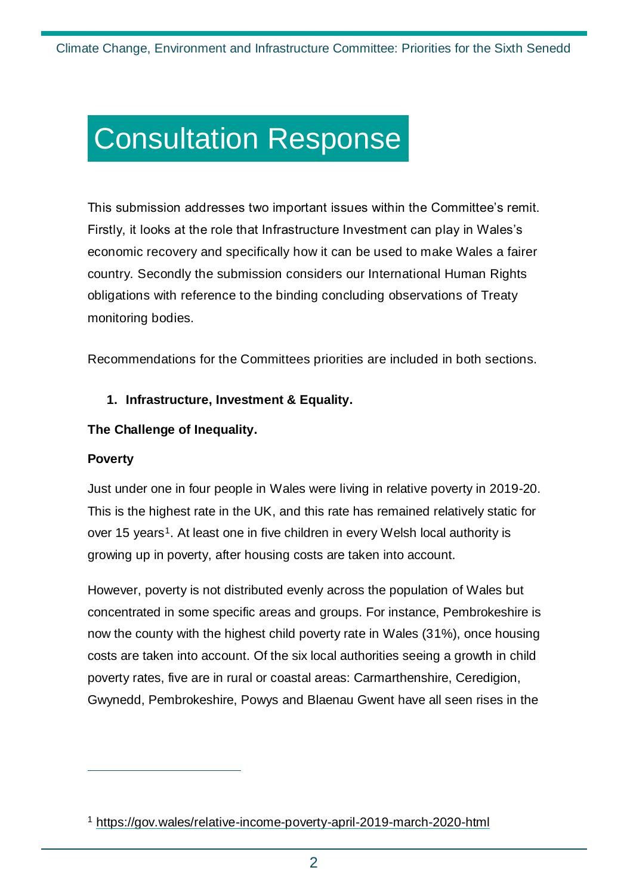# Consultation Response

This submission addresses two important issues within the Committee's remit. Firstly, it looks at the role that Infrastructure Investment can play in Wales's economic recovery and specifically how it can be used to make Wales a fairer country. Secondly the submission considers our International Human Rights obligations with reference to the binding concluding observations of Treaty monitoring bodies.

Recommendations for the Committees priorities are included in both sections.

1. **Infrastructure, Investment & Equality.**

**The Challenge of Inequality.**

**Poverty**

Just under one in four people in Wales were living in relative poverty in 2019-20. This is the highest rate in the UK, and this rate has remained relatively static for over 15 years[1]. At least one in five children in every Welsh local authority is growing up in poverty, after housing costs are taken into account.

However, poverty is not distributed evenly across the population of Wales but concentrated in some specific areas and groups. For instance, Pembrokeshire is now the county with the highest child poverty rate in Wales (31%), once housing costs are taken into account. Of the six local authorities seeing a growth in child poverty rates, five are in rural or coastal areas: Carmarthenshire, Ceredigion, Gwynedd, Pembrokeshire, Powys and Blaenau Gwent have all seen rises in the

[1] https://gov.wales/relative-income-poverty-april-2019-march-2020-html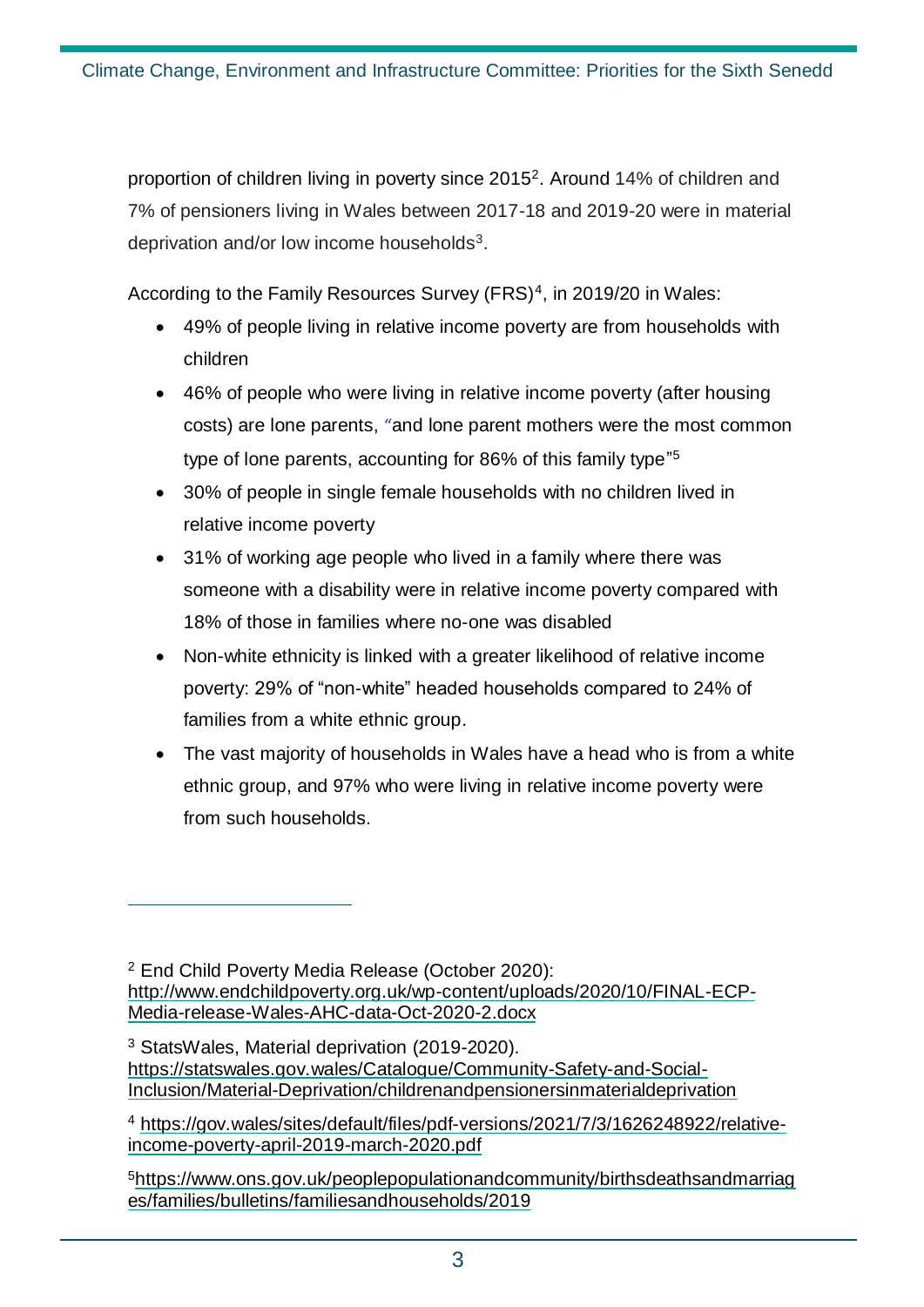proportion of children living in poverty since 2015[2]. Around 14% of children and 7% of pensioners living in Wales between 2017-18 and 2019-20 were in material deprivation and/or low income households[3].

According to the Family Resources Survey (FRS)[4], in 2019/20 in Wales:

- 49% of people living in relative income poverty are from households with children
- 46% of people who were living in relative income poverty (after housing costs) are lone parents, "and lone parent mothers were the most common type of lone parents, accounting for 86% of this family type"[5]
- 30% of people in single female households with no children lived in relative income poverty
- 31% of working age people who lived in a family where there was someone with a disability were in relative income poverty compared with 18% of those in families where no-one was disabled
- Non-white ethnicity is linked with a greater likelihood of relative income poverty: 29% of "non-white" headed households compared to 24% of families from a white ethnic group.
- The vast majority of households in Wales have a head who is from a white ethnic group, and 97% who were living in relative income poverty were from such households.

---

[2] End Child Poverty Media Release (October 2020): http://www.endchildpoverty.org.uk/wp-content/uploads/2020/10/FINAL-ECP-Media-release-Wales-AHC-data-Oct-2020-2.docx

[3] StatsWales, Material deprivation (2019-2020). https://statswales.gov.wales/Catalogue/Community-Safety-and-Social-Inclusion/Material-Deprivation/childrenandpensionersinmaterialdeprivation

[4] https://gov.wales/sites/default/files/pdf-versions/2021/7/3/1626248922/relative-income-poverty-april-2019-march-2020.pdf

[5] https://www.ons.gov.uk/peoplepopulationandcommunity/birthsdeathsandmarriages/families/bulletins/familiesandhouseholds/2019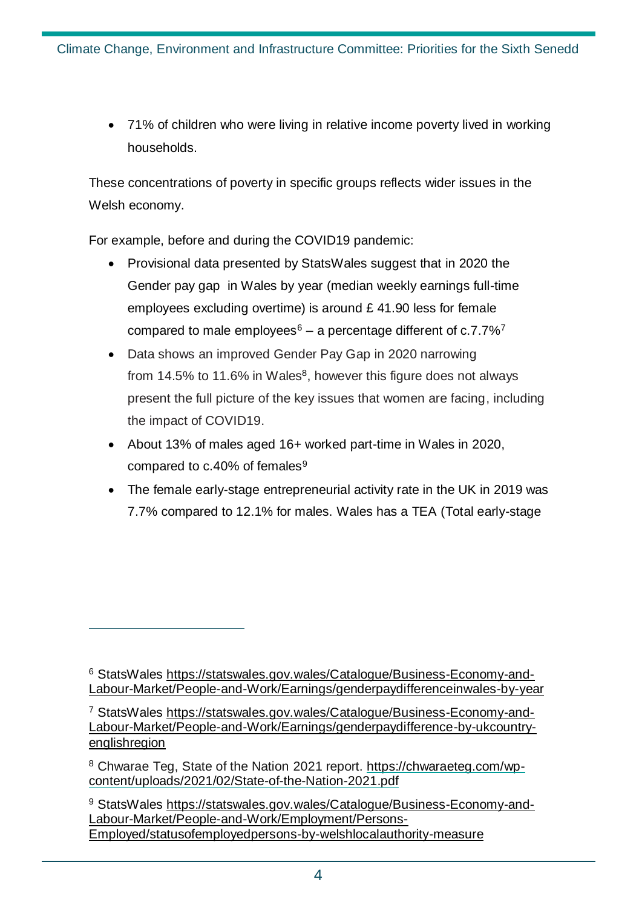- 71% of children who were living in relative income poverty lived in working households.

These concentrations of poverty in specific groups reflects wider issues in the Welsh economy.

For example, before and during the COVID19 pandemic:

- Provisional data presented by StatsWales suggest that in 2020 the Gender pay gap in Wales by year (median weekly earnings full-time employees excluding overtime) is around £ 41.90 less for female compared to male employees[6] – a percentage different of c.7.7%[7]
- Data shows an improved Gender Pay Gap in 2020 narrowing from 14.5% to 11.6% in Wales[8], however this figure does not always present the full picture of the key issues that women are facing, including the impact of COVID19.
- About 13% of males aged 16+ worked part-time in Wales in 2020, compared to c.40% of females[9]
- The female early-stage entrepreneurial activity rate in the UK in 2019 was 7.7% compared to 12.1% for males. Wales has a TEA (Total early-stage

---

[6] StatsWales https://statswales.gov.wales/Catalogue/Business-Economy-and-Labour-Market/People-and-Work/Earnings/genderpaydifferenceinwales-by-year

[7] StatsWales https://statswales.gov.wales/Catalogue/Business-Economy-and-Labour-Market/People-and-Work/Earnings/genderpaydifference-by-ukcountry-englishregion

[8] Chwarae Teg, State of the Nation 2021 report. https://chwaraeteg.com/wp-content/uploads/2021/02/State-of-the-Nation-2021.pdf

[9] StatsWales https://statswales.gov.wales/Catalogue/Business-Economy-and-Labour-Market/People-and-Work/Employment/Persons-Employed/statusofemployedpersons-by-welshlocalauthority-measure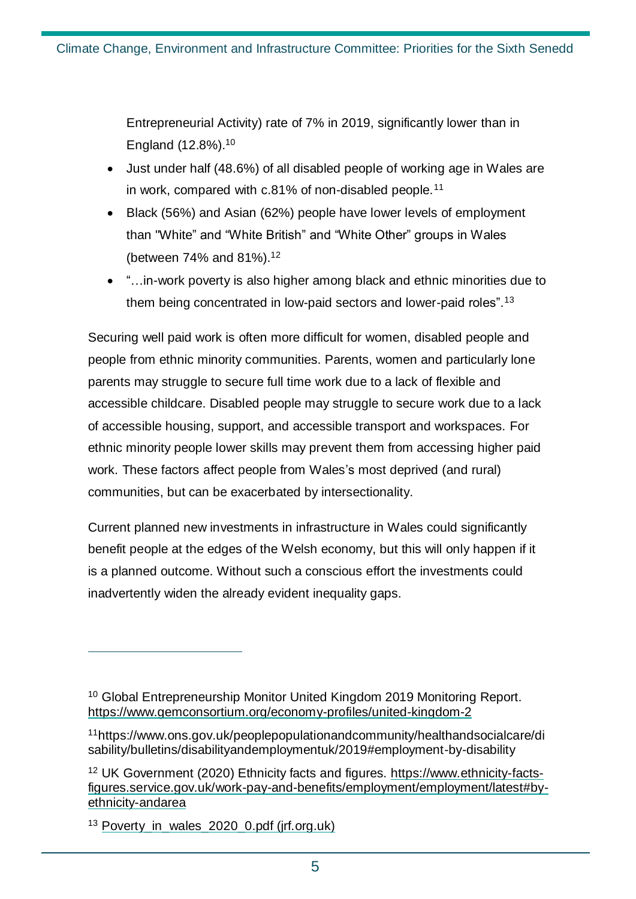Entrepreneurial Activity) rate of 7% in 2019, significantly lower than in England (12.8%).[10]

- Just under half (48.6%) of all disabled people of working age in Wales are in work, compared with c.81% of non-disabled people.[11]
- Black (56%) and Asian (62%) people have lower levels of employment than "White" and "White British" and "White Other" groups in Wales (between 74% and 81%).[12]
- "…in-work poverty is also higher among black and ethnic minorities due to them being concentrated in low-paid sectors and lower-paid roles".[13]

Securing well paid work is often more difficult for women, disabled people and people from ethnic minority communities. Parents, women and particularly lone parents may struggle to secure full time work due to a lack of flexible and accessible childcare. Disabled people may struggle to secure work due to a lack of accessible housing, support, and accessible transport and workspaces. For ethnic minority people lower skills may prevent them from accessing higher paid work. These factors affect people from Wales's most deprived (and rural) communities, but can be exacerbated by intersectionality.

Current planned new investments in infrastructure in Wales could significantly benefit people at the edges of the Welsh economy, but this will only happen if it is a planned outcome. Without such a conscious effort the investments could inadvertently widen the already evident inequality gaps.

---

[10] Global Entrepreneurship Monitor United Kingdom 2019 Monitoring Report. https://www.gemconsortium.org/economy-profiles/united-kingdom-2

[11] https://www.ons.gov.uk/peoplepopulationandcommunity/healthandsocialcare/disability/bulletins/disabilityandemploymentuk/2019#employment-by-disability

[12] UK Government (2020) Ethnicity facts and figures. https://www.ethnicity-facts-figures.service.gov.uk/work-pay-and-benefits/employment/employment/latest#by-ethnicity-andarea

[13] Poverty_in_wales_2020_0.pdf (jrf.org.uk)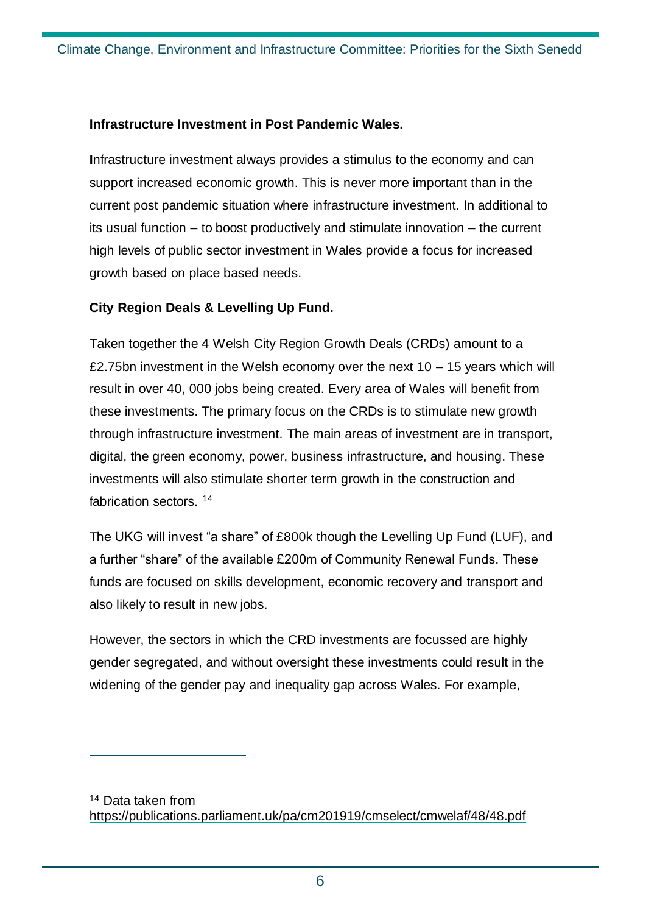**Infrastructure Investment in Post Pandemic Wales.**

**I**nfrastructure investment always provides a stimulus to the economy and can support increased economic growth. This is never more important than in the current post pandemic situation where infrastructure investment. In additional to its usual function – to boost productively and stimulate innovation – the current high levels of public sector investment in Wales provide a focus for increased growth based on place based needs.

**City Region Deals & Levelling Up Fund.**

Taken together the 4 Welsh City Region Growth Deals (CRDs) amount to a £2.75bn investment in the Welsh economy over the next 10 – 15 years which will result in over 40, 000 jobs being created. Every area of Wales will benefit from these investments. The primary focus on the CRDs is to stimulate new growth through infrastructure investment. The main areas of investment are in transport, digital, the green economy, power, business infrastructure, and housing. These investments will also stimulate shorter term growth in the construction and fabrication sectors. [14]

The UKG will invest "a share" of £800k though the Levelling Up Fund (LUF), and a further "share" of the available £200m of Community Renewal Funds. These funds are focused on skills development, economic recovery and transport and also likely to result in new jobs.

However, the sectors in which the CRD investments are focussed are highly gender segregated, and without oversight these investments could result in the widening of the gender pay and inequality gap across Wales. For example,

---

[14] Data taken from https://publications.parliament.uk/pa/cm201919/cmselect/cmwelaf/48/48.pdf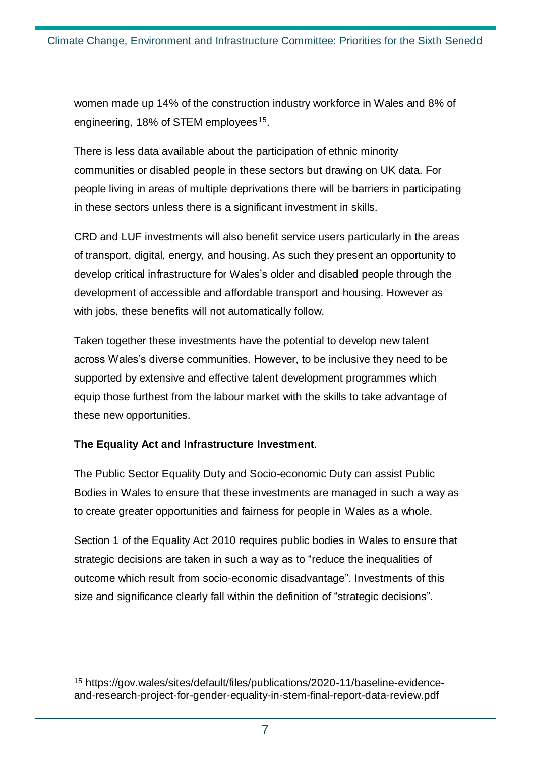women made up 14% of the construction industry workforce in Wales and 8% of engineering, 18% of STEM employees[15].

There is less data available about the participation of ethnic minority communities or disabled people in these sectors but drawing on UK data. For people living in areas of multiple deprivations there will be barriers in participating in these sectors unless there is a significant investment in skills.

CRD and LUF investments will also benefit service users particularly in the areas of transport, digital, energy, and housing. As such they present an opportunity to develop critical infrastructure for Wales's older and disabled people through the development of accessible and affordable transport and housing. However as with jobs, these benefits will not automatically follow.

Taken together these investments have the potential to develop new talent across Wales's diverse communities. However, to be inclusive they need to be supported by extensive and effective talent development programmes which equip those furthest from the labour market with the skills to take advantage of these new opportunities.

**The Equality Act and Infrastructure Investment**.

The Public Sector Equality Duty and Socio-economic Duty can assist Public Bodies in Wales to ensure that these investments are managed in such a way as to create greater opportunities and fairness for people in Wales as a whole.

Section 1 of the Equality Act 2010 requires public bodies in Wales to ensure that strategic decisions are taken in such a way as to "reduce the inequalities of outcome which result from socio-economic disadvantage". Investments of this size and significance clearly fall within the definition of "strategic decisions".

---

[15] https://gov.wales/sites/default/files/publications/2020-11/baseline-evidence-and-research-project-for-gender-equality-in-stem-final-report-data-review.pdf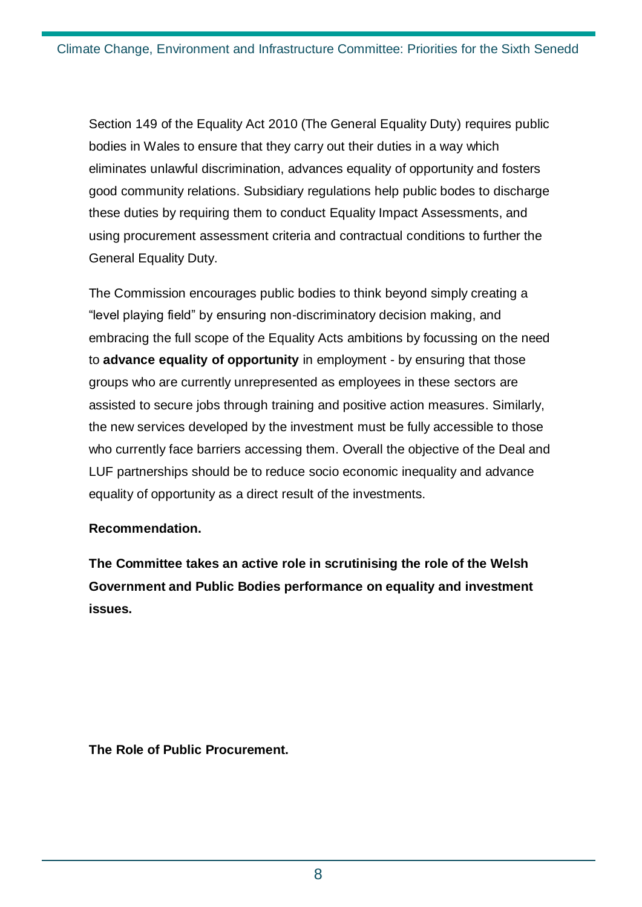Section 149 of the Equality Act 2010 (The General Equality Duty) requires public bodies in Wales to ensure that they carry out their duties in a way which eliminates unlawful discrimination, advances equality of opportunity and fosters good community relations. Subsidiary regulations help public bodes to discharge these duties by requiring them to conduct Equality Impact Assessments, and using procurement assessment criteria and contractual conditions to further the General Equality Duty.

The Commission encourages public bodies to think beyond simply creating a "level playing field" by ensuring non-discriminatory decision making, and embracing the full scope of the Equality Acts ambitions by focussing on the need to **advance equality of opportunity** in employment - by ensuring that those groups who are currently unrepresented as employees in these sectors are assisted to secure jobs through training and positive action measures. Similarly, the new services developed by the investment must be fully accessible to those who currently face barriers accessing them. Overall the objective of the Deal and LUF partnerships should be to reduce socio economic inequality and advance equality of opportunity as a direct result of the investments.

**Recommendation.**

**The Committee takes an active role in scrutinising the role of the Welsh Government and Public Bodies performance on equality and investment issues.**

**The Role of Public Procurement.**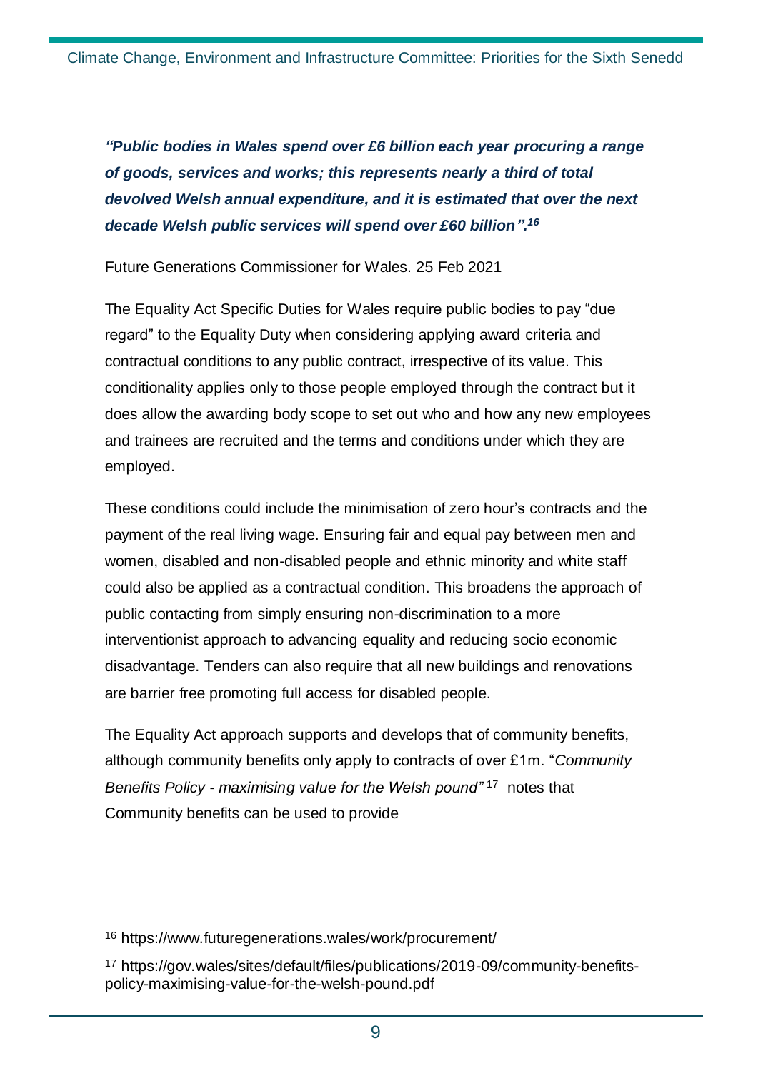***"Public bodies in Wales spend over £6 billion each year procuring a range of goods, services and works; this represents nearly a third of total devolved Welsh annual expenditure, and it is estimated that over the next decade Welsh public services will spend over £60 billion".[16]***

Future Generations Commissioner for Wales. 25 Feb 2021

The Equality Act Specific Duties for Wales require public bodies to pay "due regard" to the Equality Duty when considering applying award criteria and contractual conditions to any public contract, irrespective of its value. This conditionality applies only to those people employed through the contract but it does allow the awarding body scope to set out who and how any new employees and trainees are recruited and the terms and conditions under which they are employed.

These conditions could include the minimisation of zero hour's contracts and the payment of the real living wage. Ensuring fair and equal pay between men and women, disabled and non-disabled people and ethnic minority and white staff could also be applied as a contractual condition. This broadens the approach of public contacting from simply ensuring non-discrimination to a more interventionist approach to advancing equality and reducing socio economic disadvantage. Tenders can also require that all new buildings and renovations are barrier free promoting full access for disabled people.

The Equality Act approach supports and develops that of community benefits, although community benefits only apply to contracts of over £1m. "*Community Benefits Policy - maximising value for the Welsh pound*"[17] notes that Community benefits can be used to provide

---

[16] https://www.futuregenerations.wales/work/procurement/

[17] https://gov.wales/sites/default/files/publications/2019-09/community-benefits-policy-maximising-value-for-the-welsh-pound.pdf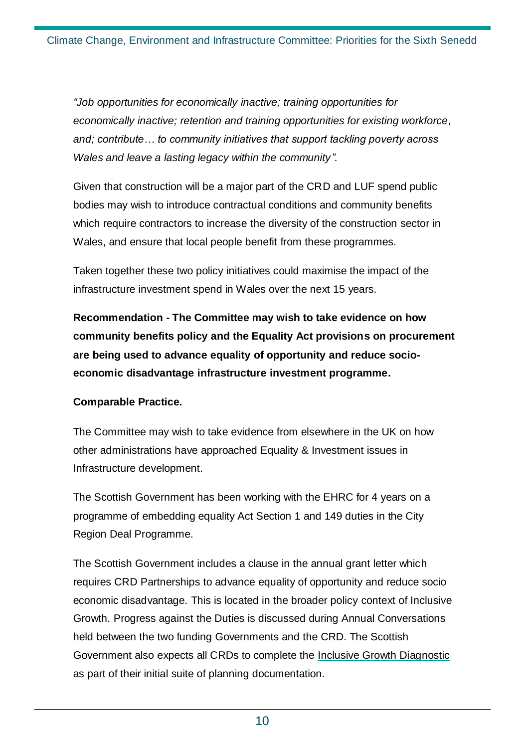*"Job opportunities for economically inactive; training opportunities for economically inactive; retention and training opportunities for existing workforce, and; contribute… to community initiatives that support tackling poverty across Wales and leave a lasting legacy within the community".*

Given that construction will be a major part of the CRD and LUF spend public bodies may wish to introduce contractual conditions and community benefits which require contractors to increase the diversity of the construction sector in Wales, and ensure that local people benefit from these programmes.

Taken together these two policy initiatives could maximise the impact of the infrastructure investment spend in Wales over the next 15 years.

**Recommendation - The Committee may wish to take evidence on how community benefits policy and the Equality Act provisions on procurement are being used to advance equality of opportunity and reduce socio-economic disadvantage infrastructure investment programme.**

**Comparable Practice.**

The Committee may wish to take evidence from elsewhere in the UK on how other administrations have approached Equality & Investment issues in Infrastructure development.

The Scottish Government has been working with the EHRC for 4 years on a programme of embedding equality Act Section 1 and 149 duties in the City Region Deal Programme.

The Scottish Government includes a clause in the annual grant letter which requires CRD Partnerships to advance equality of opportunity and reduce socio economic disadvantage. This is located in the broader policy context of Inclusive Growth. Progress against the Duties is discussed during Annual Conversations held between the two funding Governments and the CRD. The Scottish Government also expects all CRDs to complete the Inclusive Growth Diagnostic as part of their initial suite of planning documentation.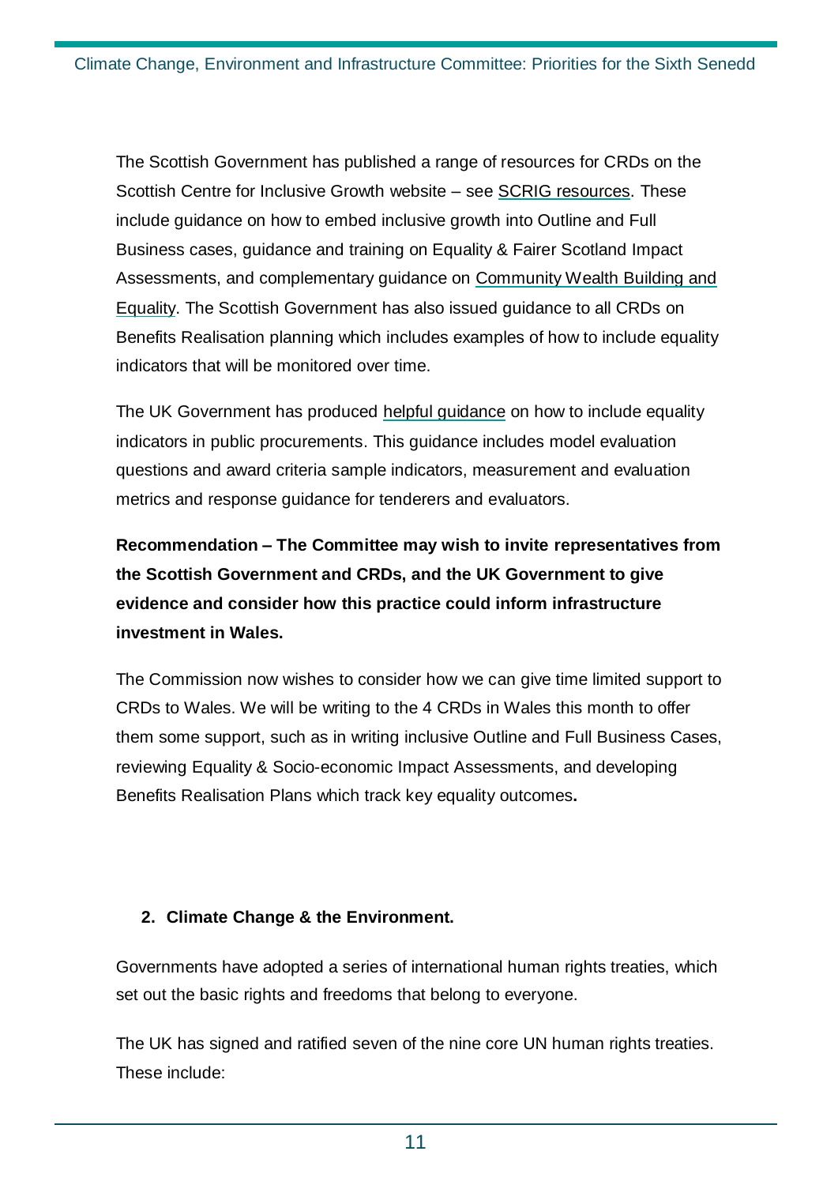The Scottish Government has published a range of resources for CRDs on the Scottish Centre for Inclusive Growth website – see SCRIG resources. These include guidance on how to embed inclusive growth into Outline and Full Business cases, guidance and training on Equality & Fairer Scotland Impact Assessments, and complementary guidance on Community Wealth Building and Equality. The Scottish Government has also issued guidance to all CRDs on Benefits Realisation planning which includes examples of how to include equality indicators that will be monitored over time.

The UK Government has produced helpful guidance on how to include equality indicators in public procurements. This guidance includes model evaluation questions and award criteria sample indicators, measurement and evaluation metrics and response guidance for tenderers and evaluators.

**Recommendation – The Committee may wish to invite representatives from the Scottish Government and CRDs, and the UK Government to give evidence and consider how this practice could inform infrastructure investment in Wales.**

The Commission now wishes to consider how we can give time limited support to CRDs to Wales. We will be writing to the 4 CRDs in Wales this month to offer them some support, such as in writing inclusive Outline and Full Business Cases, reviewing Equality & Socio-economic Impact Assessments, and developing Benefits Realisation Plans which track key equality outcomes**.**

## 2. Climate Change & the Environment.

Governments have adopted a series of international human rights treaties, which set out the basic rights and freedoms that belong to everyone.

The UK has signed and ratified seven of the nine core UN human rights treaties. These include: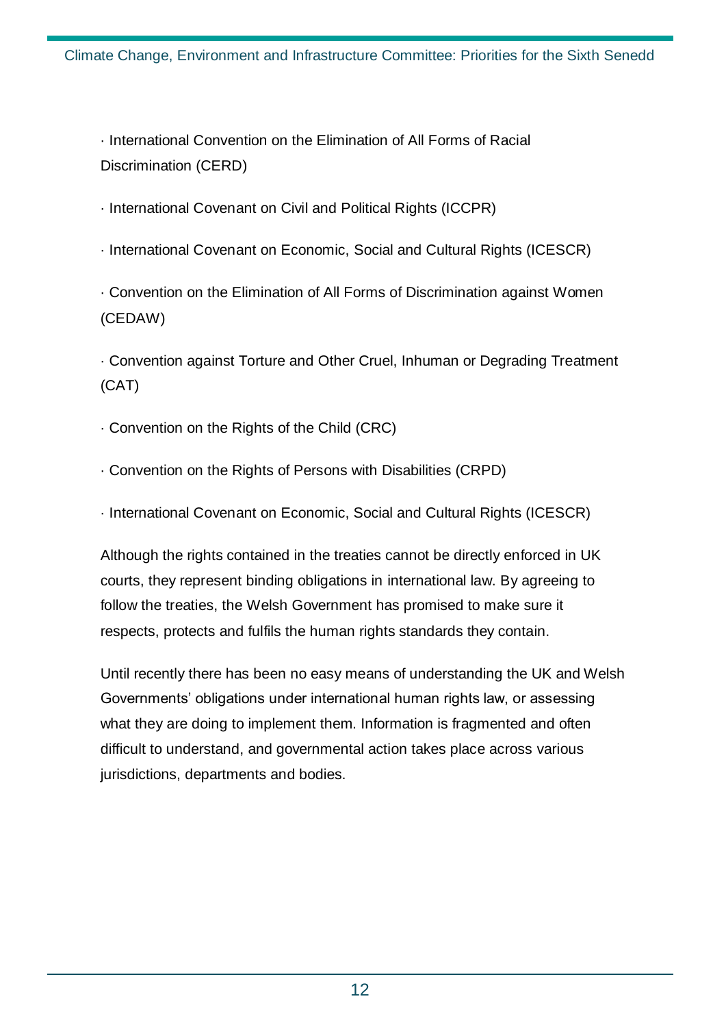· International Convention on the Elimination of All Forms of Racial Discrimination (CERD)

· International Covenant on Civil and Political Rights (ICCPR)

· International Covenant on Economic, Social and Cultural Rights (ICESCR)

· Convention on the Elimination of All Forms of Discrimination against Women (CEDAW)

· Convention against Torture and Other Cruel, Inhuman or Degrading Treatment (CAT)

· Convention on the Rights of the Child (CRC)

· Convention on the Rights of Persons with Disabilities (CRPD)

· International Covenant on Economic, Social and Cultural Rights (ICESCR)

Although the rights contained in the treaties cannot be directly enforced in UK courts, they represent binding obligations in international law. By agreeing to follow the treaties, the Welsh Government has promised to make sure it respects, protects and fulfils the human rights standards they contain.

Until recently there has been no easy means of understanding the UK and Welsh Governments' obligations under international human rights law, or assessing what they are doing to implement them. Information is fragmented and often difficult to understand, and governmental action takes place across various jurisdictions, departments and bodies.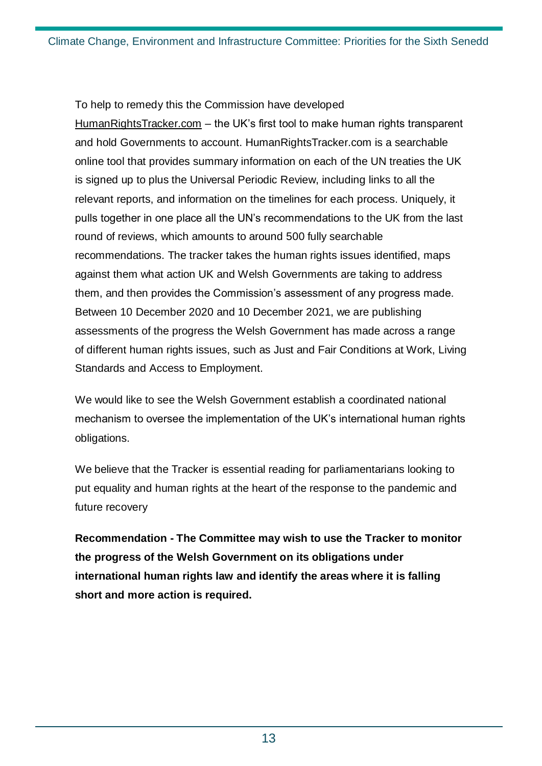To help to remedy this the Commission have developed HumanRightsTracker.com – the UK's first tool to make human rights transparent and hold Governments to account. HumanRightsTracker.com is a searchable online tool that provides summary information on each of the UN treaties the UK is signed up to plus the Universal Periodic Review, including links to all the relevant reports, and information on the timelines for each process. Uniquely, it pulls together in one place all the UN's recommendations to the UK from the last round of reviews, which amounts to around 500 fully searchable recommendations. The tracker takes the human rights issues identified, maps against them what action UK and Welsh Governments are taking to address them, and then provides the Commission's assessment of any progress made. Between 10 December 2020 and 10 December 2021, we are publishing assessments of the progress the Welsh Government has made across a range of different human rights issues, such as Just and Fair Conditions at Work, Living Standards and Access to Employment.

We would like to see the Welsh Government establish a coordinated national mechanism to oversee the implementation of the UK's international human rights obligations.

We believe that the Tracker is essential reading for parliamentarians looking to put equality and human rights at the heart of the response to the pandemic and future recovery

**Recommendation - The Committee may wish to use the Tracker to monitor the progress of the Welsh Government on its obligations under international human rights law and identify the areas where it is falling short and more action is required.**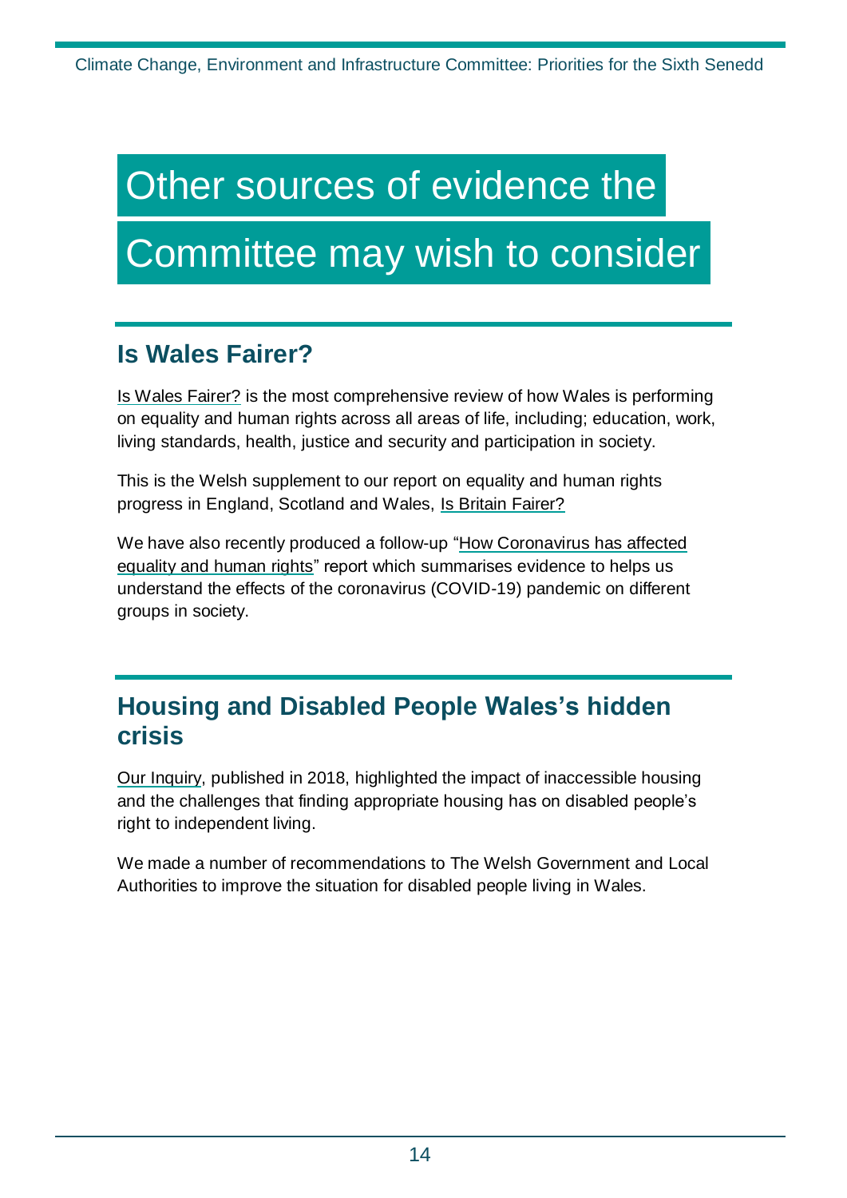# Other sources of evidence the Committee may wish to consider

## Is Wales Fairer?

Is Wales Fairer? is the most comprehensive review of how Wales is performing on equality and human rights across all areas of life, including; education, work, living standards, health, justice and security and participation in society.

This is the Welsh supplement to our report on equality and human rights progress in England, Scotland and Wales, Is Britain Fairer?

We have also recently produced a follow-up "How Coronavirus has affected equality and human rights" report which summarises evidence to helps us understand the effects of the coronavirus (COVID-19) pandemic on different groups in society.

## Housing and Disabled People Wales's hidden crisis

Our Inquiry, published in 2018, highlighted the impact of inaccessible housing and the challenges that finding appropriate housing has on disabled people's right to independent living.

We made a number of recommendations to The Welsh Government and Local Authorities to improve the situation for disabled people living in Wales.